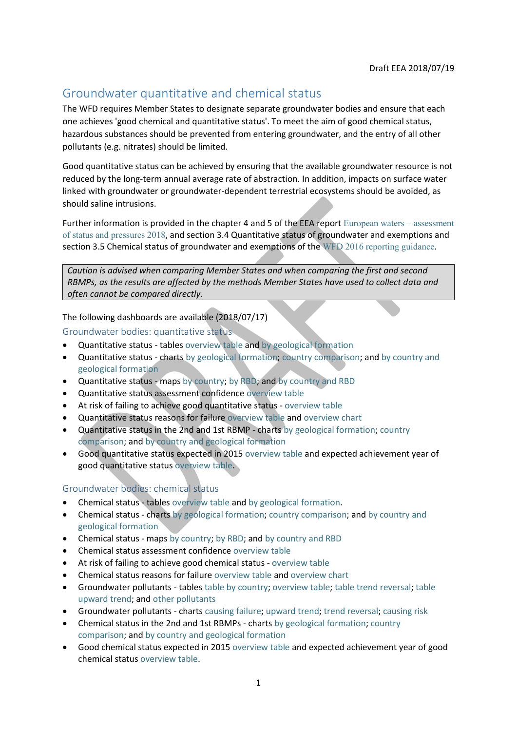Draft EEA 2018/07/19

# Groundwater quantitative and chemical status

The WFD requires Member States to designate separate groundwater bodies and ensure that each one achieves 'good chemical and quantitative status'. To meet the aim of good chemical status, hazardous substances should be prevented from entering groundwater, and the entry of all other pollutants (e.g. nitrates) should be limited.

Good quantitative status can be achieved by ensuring that the available groundwater resource is not reduced by the long-term annual average rate of abstraction. In addition, impacts on surface water linked with groundwater or groundwater-dependent terrestrial ecosystems should be avoided, as should saline intrusions.

Further information is provided in the chapter 4 and 5 of the EEA report European waters – assessment of status and pressures 2018, and section 3.4 Quantitative status of groundwater and exemptions and section 3.5 Chemical status of groundwater and exemptions of the WFD 2016 reporting guidance.

*Caution is advised when comparing Member States and when comparing the first and second RBMPs, as the results are affected by the methods Member States have used to collect data and often cannot be compared directly.*

The following dashboards are available (2018/07/17)

## Groundwater bodies: quantitative status

- Quantitative status - tables overview table and by geological formation
- Quantitative status - charts by geological formation; country comparison; and by country and geological formation
- Quantitative status - maps by country; by RBD; and by country and RBD
- Quantitative status assessment confidence overview table
- At risk of failing to achieve good quantitative status - overview table
- Quantitative status reasons for failure overview table and overview chart
- Quantitative status in the 2nd and 1st RBMP - charts by geological formation; country comparison; and by country and geological formation
- Good quantitative status expected in 2015 overview table and expected achievement year of good quantitative status overview table.

## Groundwater bodies: chemical status

- Chemical status - tables overview table and by geological formation.
- Chemical status - charts by geological formation; country comparison; and by country and geological formation
- Chemical status - maps by country; by RBD; and by country and RBD
- Chemical status assessment confidence overview table
- At risk of failing to achieve good chemical status - overview table
- Chemical status reasons for failure overview table and overview chart
- Groundwater pollutants - tables table by country; overview table; table trend reversal; table upward trend; and other pollutants
- Groundwater pollutants - charts causing failure; upward trend; trend reversal; causing risk
- Chemical status in the 2nd and 1st RBMPs - charts by geological formation; country comparison; and by country and geological formation
- Good chemical status expected in 2015 overview table and expected achievement year of good chemical status overview table.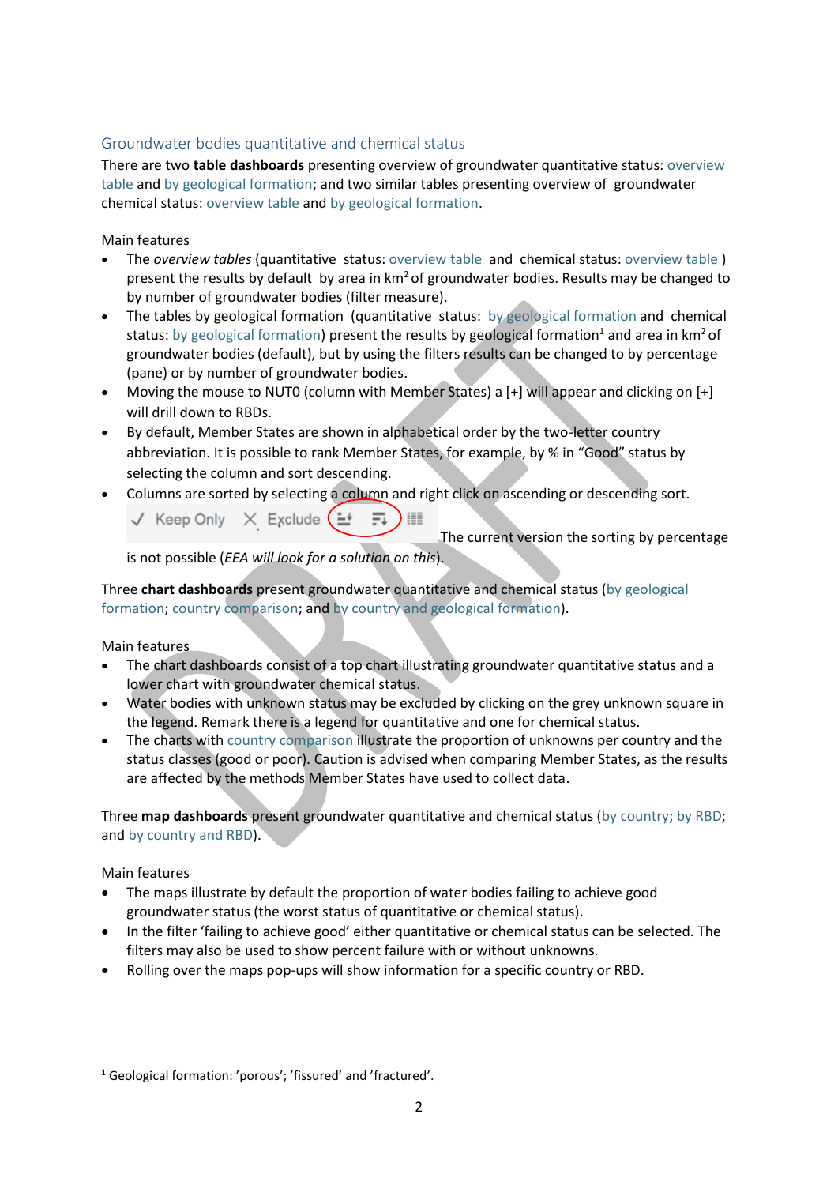## Groundwater bodies quantitative and chemical status

There are two **table dashboards** presenting overview of groundwater quantitative status: overview table and by geological formation; and two similar tables presenting overview of groundwater chemical status: overview table and by geological formation.

Main features

- The *overview tables* (quantitative status: overview table and chemical status: overview table ) present the results by default by area in km$^2$ of groundwater bodies. Results may be changed to by number of groundwater bodies (filter measure).
- The tables by geological formation (quantitative status: by geological formation and chemical status: by geological formation) present the results by geological formation[1] and area in km$^2$ of groundwater bodies (default), but by using the filters results can be changed to by percentage (pane) or by number of groundwater bodies.
- Moving the mouse to NUT0 (column with Member States) a [+] will appear and clicking on [+] will drill down to RBDs.
- By default, Member States are shown in alphabetical order by the two-letter country abbreviation. It is possible to rank Member States, for example, by % in "Good" status by selecting the column and sort descending.
- Columns are sorted by selecting a column and right click on ascending or descending sort. ✓ Keep Only ✕ Exclude The current version the sorting by percentage is not possible (*EEA will look for a solution on this*).

Three **chart dashboards** present groundwater quantitative and chemical status (by geological formation; country comparison; and by country and geological formation).

Main features

- The chart dashboards consist of a top chart illustrating groundwater quantitative status and a lower chart with groundwater chemical status.
- Water bodies with unknown status may be excluded by clicking on the grey unknown square in the legend. Remark there is a legend for quantitative and one for chemical status.
- The charts with country comparison illustrate the proportion of unknowns per country and the status classes (good or poor). Caution is advised when comparing Member States, as the results are affected by the methods Member States have used to collect data.

Three **map dashboards** present groundwater quantitative and chemical status (by country; by RBD; and by country and RBD).

Main features

- The maps illustrate by default the proportion of water bodies failing to achieve good groundwater status (the worst status of quantitative or chemical status).
- In the filter 'failing to achieve good' either quantitative or chemical status can be selected. The filters may also be used to show percent failure with or without unknowns.
- Rolling over the maps pop-ups will show information for a specific country or RBD.

[1] Geological formation: 'porous'; 'fissured' and 'fractured'.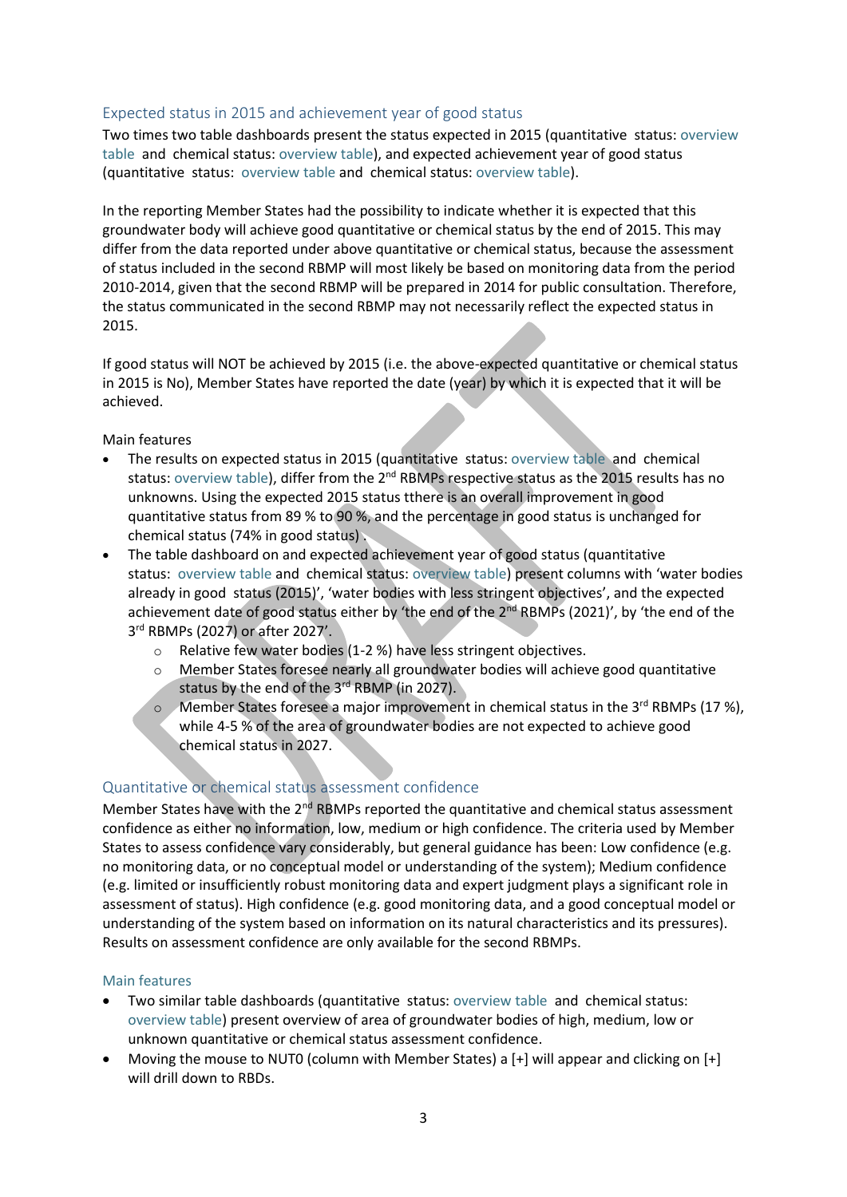## Expected status in 2015 and achievement year of good status

Two times two table dashboards present the status expected in 2015 (quantitative status: overview table and chemical status: overview table), and expected achievement year of good status (quantitative status: overview table and chemical status: overview table).

In the reporting Member States had the possibility to indicate whether it is expected that this groundwater body will achieve good quantitative or chemical status by the end of 2015. This may differ from the data reported under above quantitative or chemical status, because the assessment of status included in the second RBMP will most likely be based on monitoring data from the period 2010-2014, given that the second RBMP will be prepared in 2014 for public consultation. Therefore, the status communicated in the second RBMP may not necessarily reflect the expected status in 2015.

If good status will NOT be achieved by 2015 (i.e. the above-expected quantitative or chemical status in 2015 is No), Member States have reported the date (year) by which it is expected that it will be achieved.

Main features

- The results on expected status in 2015 (quantitative status: overview table and chemical status: overview table), differ from the 2nd RBMPs respective status as the 2015 results has no unknowns. Using the expected 2015 status tthere is an overall improvement in good quantitative status from 89 % to 90 %, and the percentage in good status is unchanged for chemical status (74% in good status) .
- The table dashboard on and expected achievement year of good status (quantitative status: overview table and chemical status: overview table) present columns with 'water bodies already in good status (2015)', 'water bodies with less stringent objectives', and the expected achievement date of good status either by 'the end of the 2nd RBMPs (2021)', by 'the end of the 3rd RBMPs (2027) or after 2027'.
    - Relative few water bodies (1-2 %) have less stringent objectives.
    - Member States foresee nearly all groundwater bodies will achieve good quantitative status by the end of the 3rd RBMP (in 2027).
    - Member States foresee a major improvement in chemical status in the 3rd RBMPs (17 %), while 4-5 % of the area of groundwater bodies are not expected to achieve good chemical status in 2027.

## Quantitative or chemical status assessment confidence

Member States have with the 2nd RBMPs reported the quantitative and chemical status assessment confidence as either no information, low, medium or high confidence. The criteria used by Member States to assess confidence vary considerably, but general guidance has been: Low confidence (e.g. no monitoring data, or no conceptual model or understanding of the system); Medium confidence (e.g. limited or insufficiently robust monitoring data and expert judgment plays a significant role in assessment of status). High confidence (e.g. good monitoring data, and a good conceptual model or understanding of the system based on information on its natural characteristics and its pressures). Results on assessment confidence are only available for the second RBMPs.

### Main features

- Two similar table dashboards (quantitative status: overview table and chemical status: overview table) present overview of area of groundwater bodies of high, medium, low or unknown quantitative or chemical status assessment confidence.
- Moving the mouse to NUT0 (column with Member States) a [+] will appear and clicking on [+] will drill down to RBDs.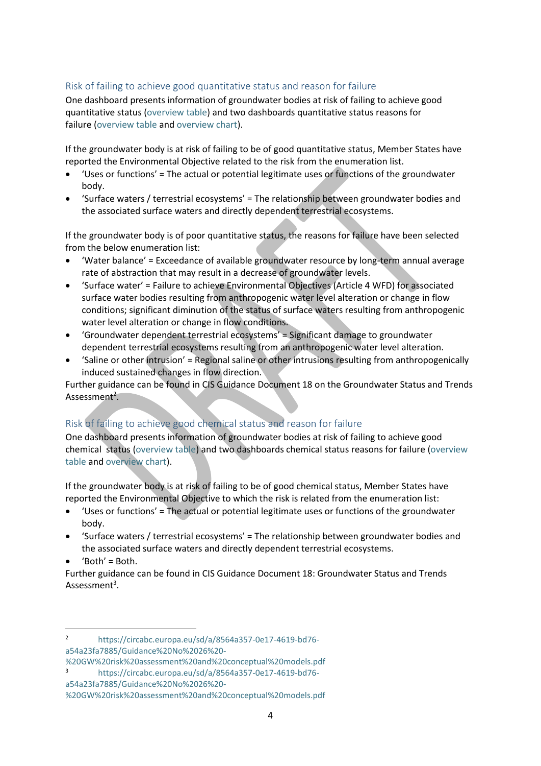## Risk of failing to achieve good quantitative status and reason for failure

One dashboard presents information of groundwater bodies at risk of failing to achieve good quantitative status (overview table) and two dashboards quantitative status reasons for failure (overview table and overview chart).

If the groundwater body is at risk of failing to be of good quantitative status, Member States have reported the Environmental Objective related to the risk from the enumeration list.

- 'Uses or functions' = The actual or potential legitimate uses or functions of the groundwater body.
- 'Surface waters / terrestrial ecosystems' = The relationship between groundwater bodies and the associated surface waters and directly dependent terrestrial ecosystems.

If the groundwater body is of poor quantitative status, the reasons for failure have been selected from the below enumeration list:

- 'Water balance' = Exceedance of available groundwater resource by long-term annual average rate of abstraction that may result in a decrease of groundwater levels.
- 'Surface water' = Failure to achieve Environmental Objectives (Article 4 WFD) for associated surface water bodies resulting from anthropogenic water level alteration or change in flow conditions; significant diminution of the status of surface waters resulting from anthropogenic water level alteration or change in flow conditions.
- 'Groundwater dependent terrestrial ecosystems' = Significant damage to groundwater dependent terrestrial ecosystems resulting from an anthropogenic water level alteration.
- 'Saline or other intrusion' = Regional saline or other intrusions resulting from anthropogenically induced sustained changes in flow direction.

Further guidance can be found in CIS Guidance Document 18 on the Groundwater Status and Trends Assessment[2].

## Risk of failing to achieve good chemical status and reason for failure

One dashboard presents information of groundwater bodies at risk of failing to achieve good chemical status (overview table) and two dashboards chemical status reasons for failure (overview table and overview chart).

If the groundwater body is at risk of failing to be of good chemical status, Member States have reported the Environmental Objective to which the risk is related from the enumeration list:

- 'Uses or functions' = The actual or potential legitimate uses or functions of the groundwater body.
- 'Surface waters / terrestrial ecosystems' = The relationship between groundwater bodies and the associated surface waters and directly dependent terrestrial ecosystems.
- 'Both' = Both.

Further guidance can be found in CIS Guidance Document 18: Groundwater Status and Trends Assessment[3].

---

[2] https://circabc.europa.eu/sd/a/8564a357-0e17-4619-bd76-a54a23fa7885/Guidance%20No%2026%20-%20GW%20risk%20assessment%20and%20conceptual%20models.pdf

[3] https://circabc.europa.eu/sd/a/8564a357-0e17-4619-bd76-a54a23fa7885/Guidance%20No%2026%20-%20GW%20risk%20assessment%20and%20conceptual%20models.pdf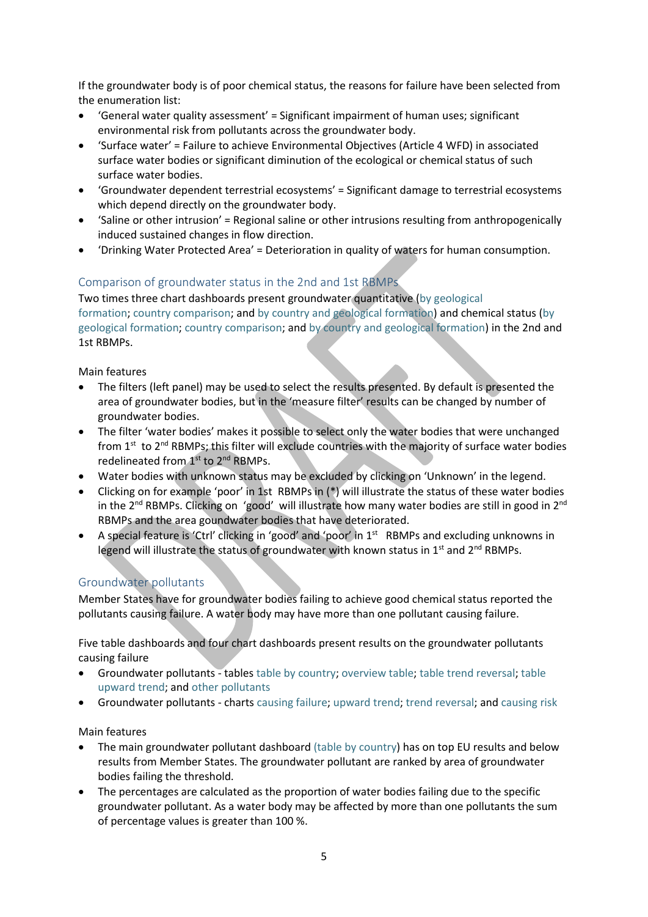If the groundwater body is of poor chemical status, the reasons for failure have been selected from the enumeration list:

- 'General water quality assessment' = Significant impairment of human uses; significant environmental risk from pollutants across the groundwater body.
- 'Surface water' = Failure to achieve Environmental Objectives (Article 4 WFD) in associated surface water bodies or significant diminution of the ecological or chemical status of such surface water bodies.
- 'Groundwater dependent terrestrial ecosystems' = Significant damage to terrestrial ecosystems which depend directly on the groundwater body.
- 'Saline or other intrusion' = Regional saline or other intrusions resulting from anthropogenically induced sustained changes in flow direction.
- 'Drinking Water Protected Area' = Deterioration in quality of waters for human consumption.

## Comparison of groundwater status in the 2nd and 1st RBMPs

Two times three chart dashboards present groundwater quantitative (by geological formation; country comparison; and by country and geological formation) and chemical status (by geological formation; country comparison; and by country and geological formation) in the 2nd and 1st RBMPs.

Main features

- The filters (left panel) may be used to select the results presented. By default is presented the area of groundwater bodies, but in the 'measure filter' results can be changed by number of groundwater bodies.
- The filter 'water bodies' makes it possible to select only the water bodies that were unchanged from 1st to 2nd RBMPs; this filter will exclude countries with the majority of surface water bodies redelineated from 1st to 2nd RBMPs.
- Water bodies with unknown status may be excluded by clicking on 'Unknown' in the legend.
- Clicking on for example 'poor' in 1st RBMPs in (*) will illustrate the status of these water bodies in the 2nd RBMPs. Clicking on 'good' will illustrate how many water bodies are still in good in 2nd RBMPs and the area groundwater bodies that have deteriorated.
- A special feature is 'Ctrl' clicking in 'good' and 'poor' in 1st RBMPs and excluding unknowns in legend will illustrate the status of groundwater with known status in 1st and 2nd RBMPs.

## Groundwater pollutants

Member States have for groundwater bodies failing to achieve good chemical status reported the pollutants causing failure. A water body may have more than one pollutant causing failure.

Five table dashboards and four chart dashboards present results on the groundwater pollutants causing failure

- Groundwater pollutants - tables table by country; overview table; table trend reversal; table upward trend; and other pollutants
- Groundwater pollutants - charts causing failure; upward trend; trend reversal; and causing risk

Main features

- The main groundwater pollutant dashboard (table by country) has on top EU results and below results from Member States. The groundwater pollutant are ranked by area of groundwater bodies failing the threshold.
- The percentages are calculated as the proportion of water bodies failing due to the specific groundwater pollutant. As a water body may be affected by more than one pollutants the sum of percentage values is greater than 100 %.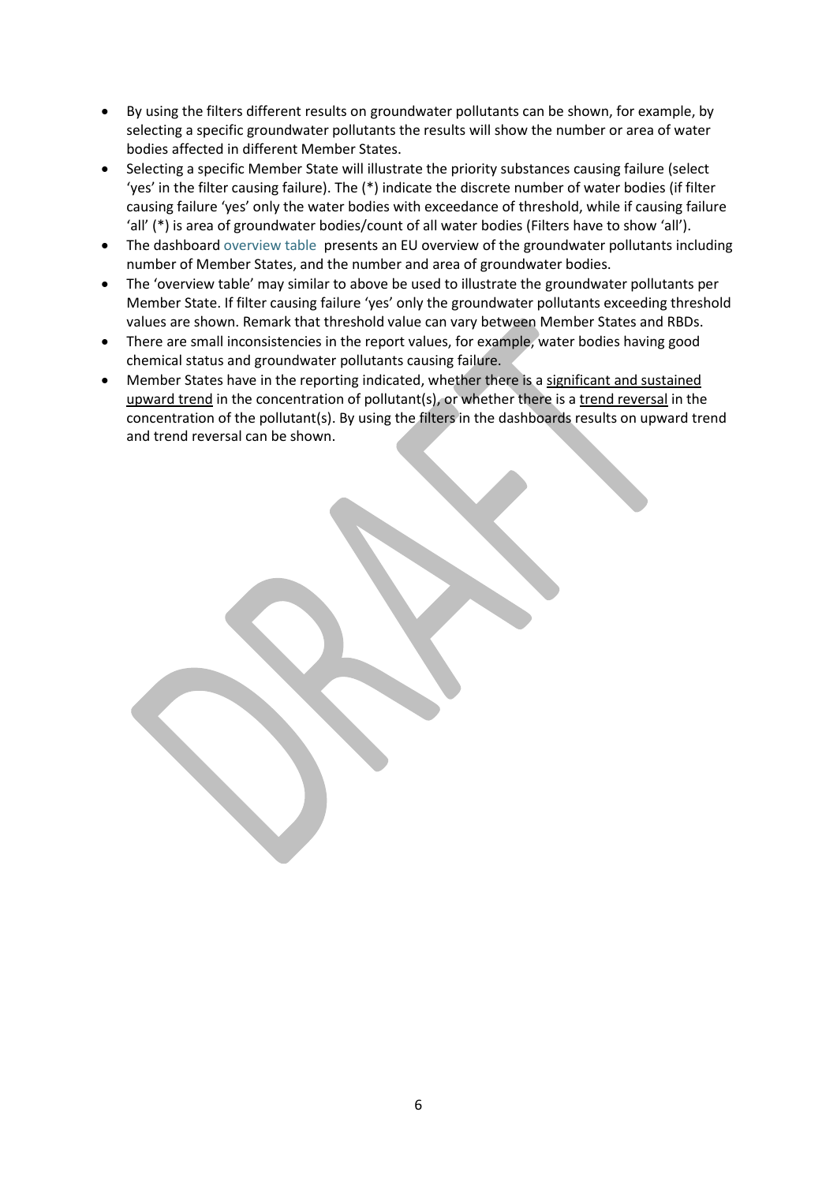- By using the filters different results on groundwater pollutants can be shown, for example, by selecting a specific groundwater pollutants the results will show the number or area of water bodies affected in different Member States.
- Selecting a specific Member State will illustrate the priority substances causing failure (select 'yes' in the filter causing failure). The (*) indicate the discrete number of water bodies (if filter causing failure 'yes' only the water bodies with exceedance of threshold, while if causing failure 'all' (*) is area of groundwater bodies/count of all water bodies (Filters have to show 'all').
- The dashboard overview table presents an EU overview of the groundwater pollutants including number of Member States, and the number and area of groundwater bodies.
- The 'overview table' may similar to above be used to illustrate the groundwater pollutants per Member State. If filter causing failure 'yes' only the groundwater pollutants exceeding threshold values are shown. Remark that threshold value can vary between Member States and RBDs.
- There are small inconsistencies in the report values, for example, water bodies having good chemical status and groundwater pollutants causing failure.
- Member States have in the reporting indicated, whether there is a significant and sustained upward trend in the concentration of pollutant(s), or whether there is a trend reversal in the concentration of the pollutant(s). By using the filters in the dashboards results on upward trend and trend reversal can be shown.